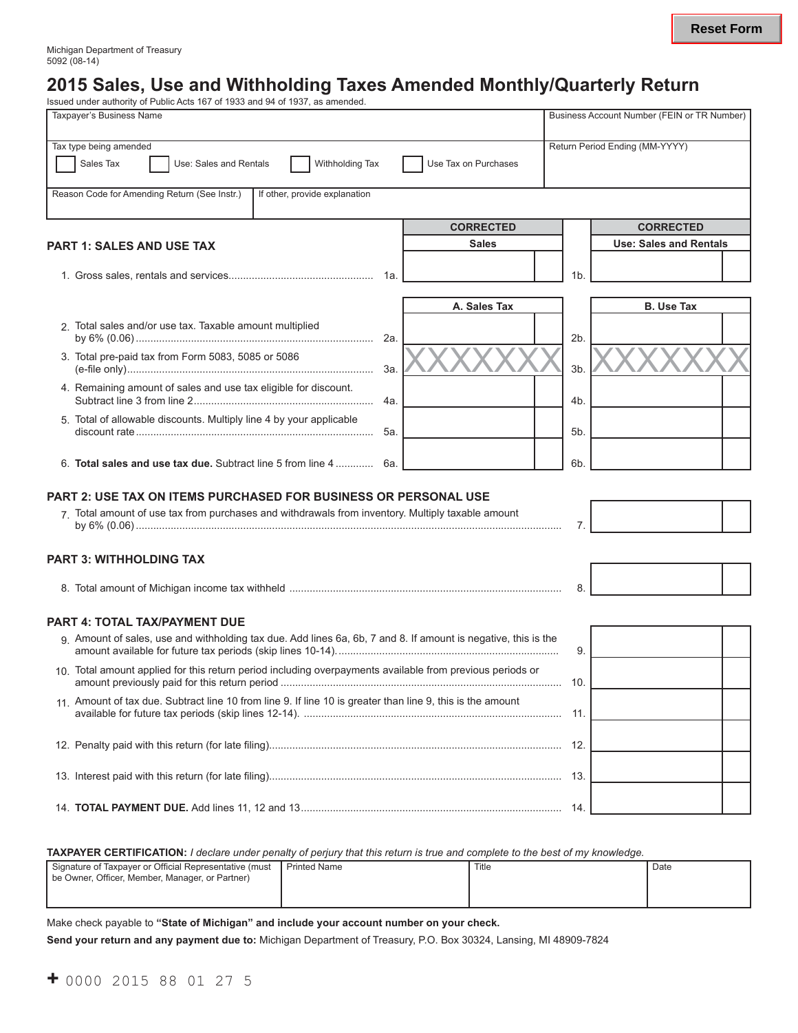Reset Form

Michigan Department of Treasury
5092 (08-14)

# 2015 Sales, Use and Withholding Taxes Amended Monthly/Quarterly Return

Issued under authority of Public Acts 167 of 1933 and 94 of 1937, as amended.

| Taxpayer's Business Name | Business Account Number (FEIN or TR Number) |
|---|---|
| Tax type being amended: ☐ Sales Tax ☐ Use: Sales and Rentals ☐ Withholding Tax ☐ Use Tax on Purchases | Return Period Ending (MM-YYYY) |
| Reason Code for Amending Return (See Instr.) / If other, provide explanation | |

## PART 1: SALES AND USE TAX

| | | CORRECTED Sales | | CORRECTED Use: Sales and Rentals |
|---|---|---|---|---|
| 1. Gross sales, rentals and services | 1a. | | 1b. | |
| | | **A. Sales Tax** | | **B. Use Tax** |
| 2. Total sales and/or use tax. Taxable amount multiplied by 6% (0.06) | 2a. | | 2b. | |
| 3. Total pre-paid tax from Form 5083, 5085 or 5086 (e-file only) | 3a. | XXXXXXX | 3b. | XXXXXXX |
| 4. Remaining amount of sales and use tax eligible for discount. Subtract line 3 from line 2 | 4a. | | 4b. | |
| 5. Total of allowable discounts. Multiply line 4 by your applicable discount rate | 5a. | | 5b. | |
| 6. **Total sales and use tax due.** Subtract line 5 from line 4 | 6a. | | 6b. | |

## PART 2: USE TAX ON ITEMS PURCHASED FOR BUSINESS OR PERSONAL USE

| | | |
|---|---|---|
| 7. Total amount of use tax from purchases and withdrawals from inventory. Multiply taxable amount by 6% (0.06) | 7. | |

## PART 3: WITHHOLDING TAX

| | | |
|---|---|---|
| 8. Total amount of Michigan income tax withheld | 8. | |

## PART 4: TOTAL TAX/PAYMENT DUE

| | | |
|---|---|---|
| 9. Amount of sales, use and withholding tax due. Add lines 6a, 6b, 7 and 8. If amount is negative, this is the amount available for future tax periods (skip lines 10-14). | 9. | |
| 10. Total amount applied for this return period including overpayments available from previous periods or amount previously paid for this return period | 10. | |
| 11. Amount of tax due. Subtract line 10 from line 9. If line 10 is greater than line 9, this is the amount available for future tax periods (skip lines 12-14). | 11. | |
| 12. Penalty paid with this return (for late filing) | 12. | |
| 13. Interest paid with this return (for late filing) | 13. | |
| 14. **TOTAL PAYMENT DUE.** Add lines 11, 12 and 13 | 14. | |

**TAXPAYER CERTIFICATION:** *I declare under penalty of perjury that this return is true and complete to the best of my knowledge.*

| Signature of Taxpayer or Official Representative (must be Owner, Officer, Member, Manager, or Partner) | Printed Name | Title | Date |
|---|---|---|---|
| | | | |

Make check payable to **"State of Michigan" and include your account number on your check.**

**Send your return and any payment due to:** Michigan Department of Treasury, P.O. Box 30324, Lansing, MI 48909-7824

+ 0000 2015 88 01 27 5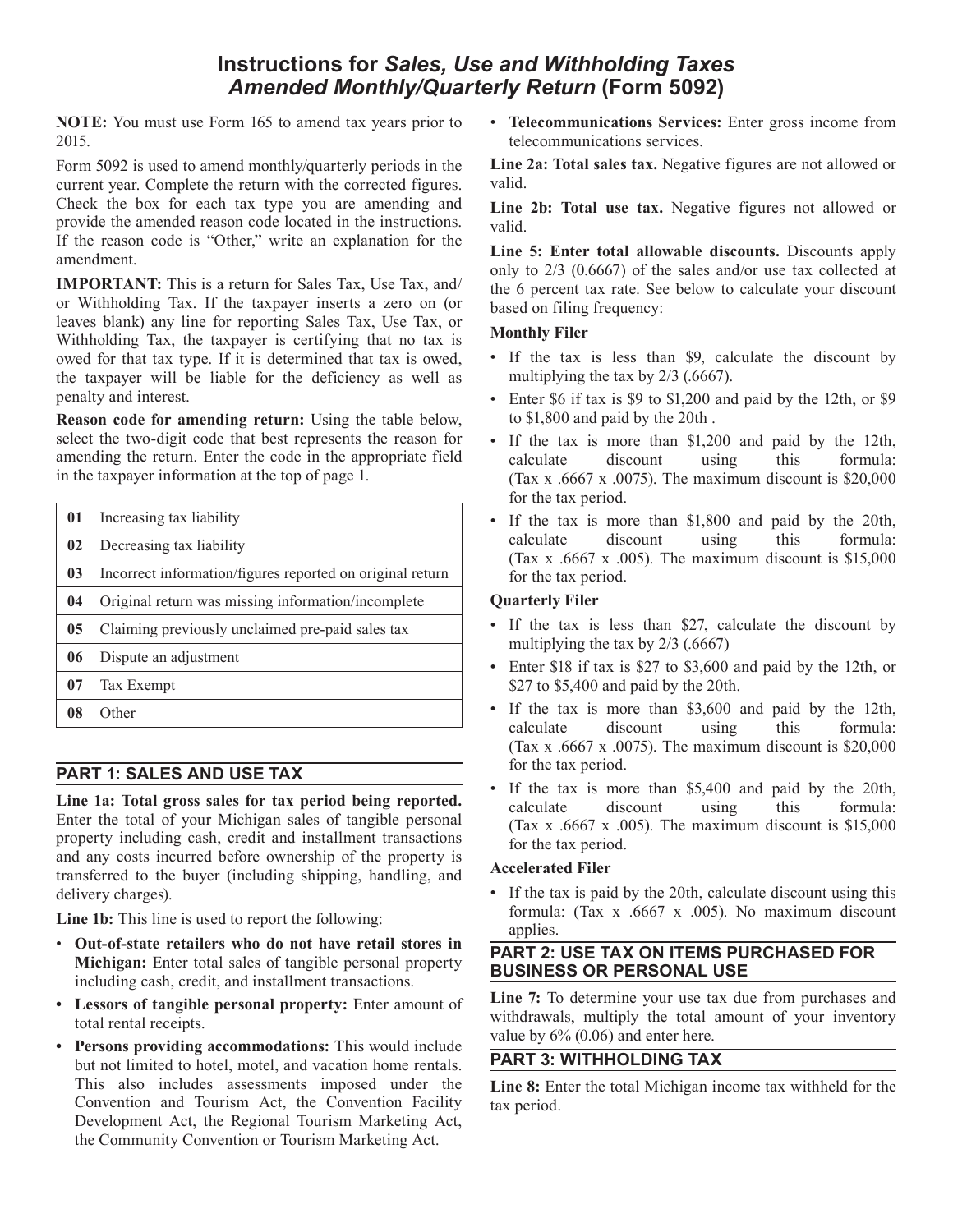# Instructions for *Sales, Use and Withholding Taxes Amended Monthly/Quarterly Return* (Form 5092)

**NOTE:** You must use Form 165 to amend tax years prior to 2015.

Form 5092 is used to amend monthly/quarterly periods in the current year. Complete the return with the corrected figures. Check the box for each tax type you are amending and provide the amended reason code located in the instructions. If the reason code is "Other," write an explanation for the amendment.

**IMPORTANT:** This is a return for Sales Tax, Use Tax, and/or Withholding Tax. If the taxpayer inserts a zero on (or leaves blank) any line for reporting Sales Tax, Use Tax, or Withholding Tax, the taxpayer is certifying that no tax is owed for that tax type. If it is determined that tax is owed, the taxpayer will be liable for the deficiency as well as penalty and interest.

**Reason code for amending return:** Using the table below, select the two-digit code that best represents the reason for amending the return. Enter the code in the appropriate field in the taxpayer information at the top of page 1.

| | |
|---|---|
| **01** | Increasing tax liability |
| **02** | Decreasing tax liability |
| **03** | Incorrect information/figures reported on original return |
| **04** | Original return was missing information/incomplete |
| **05** | Claiming previously unclaimed pre-paid sales tax |
| **06** | Dispute an adjustment |
| **07** | Tax Exempt |
| **08** | Other |

## PART 1: SALES AND USE TAX

**Line 1a: Total gross sales for tax period being reported.** Enter the total of your Michigan sales of tangible personal property including cash, credit and installment transactions and any costs incurred before ownership of the property is transferred to the buyer (including shipping, handling, and delivery charges).

**Line 1b:** This line is used to report the following:

- **Out-of-state retailers who do not have retail stores in Michigan:** Enter total sales of tangible personal property including cash, credit, and installment transactions.
- **Lessors of tangible personal property:** Enter amount of total rental receipts.
- **Persons providing accommodations:** This would include but not limited to hotel, motel, and vacation home rentals. This also includes assessments imposed under the Convention and Tourism Act, the Convention Facility Development Act, the Regional Tourism Marketing Act, the Community Convention or Tourism Marketing Act.
- **Telecommunications Services:** Enter gross income from telecommunications services.

**Line 2a: Total sales tax.** Negative figures are not allowed or valid.

**Line 2b: Total use tax.** Negative figures not allowed or valid.

**Line 5: Enter total allowable discounts.** Discounts apply only to 2/3 (0.6667) of the sales and/or use tax collected at the 6 percent tax rate. See below to calculate your discount based on filing frequency:

**Monthly Filer**

- If the tax is less than $9, calculate the discount by multiplying the tax by 2/3 (.6667).
- Enter $6 if tax is $9 to $1,200 and paid by the 12th, or $9 to $1,800 and paid by the 20th .
- If the tax is more than $1,200 and paid by the 12th, calculate discount using this formula: (Tax x .6667 x .0075). The maximum discount is $20,000 for the tax period.
- If the tax is more than $1,800 and paid by the 20th, calculate discount using this formula: (Tax x .6667 x .005). The maximum discount is $15,000 for the tax period.

**Quarterly Filer**

- If the tax is less than $27, calculate the discount by multiplying the tax by 2/3 (.6667)
- Enter $18 if tax is $27 to $3,600 and paid by the 12th, or $27 to $5,400 and paid by the 20th.
- If the tax is more than $3,600 and paid by the 12th, calculate discount using this formula: (Tax x .6667 x .0075). The maximum discount is $20,000 for the tax period.
- If the tax is more than $5,400 and paid by the 20th, calculate discount using this formula: (Tax x .6667 x .005). The maximum discount is $15,000 for the tax period.

**Accelerated Filer**

- If the tax is paid by the 20th, calculate discount using this formula: (Tax x .6667 x .005). No maximum discount applies.

## PART 2: USE TAX ON ITEMS PURCHASED FOR BUSINESS OR PERSONAL USE

**Line 7:** To determine your use tax due from purchases and withdrawals, multiply the total amount of your inventory value by 6% (0.06) and enter here.

## PART 3: WITHHOLDING TAX

**Line 8:** Enter the total Michigan income tax withheld for the tax period.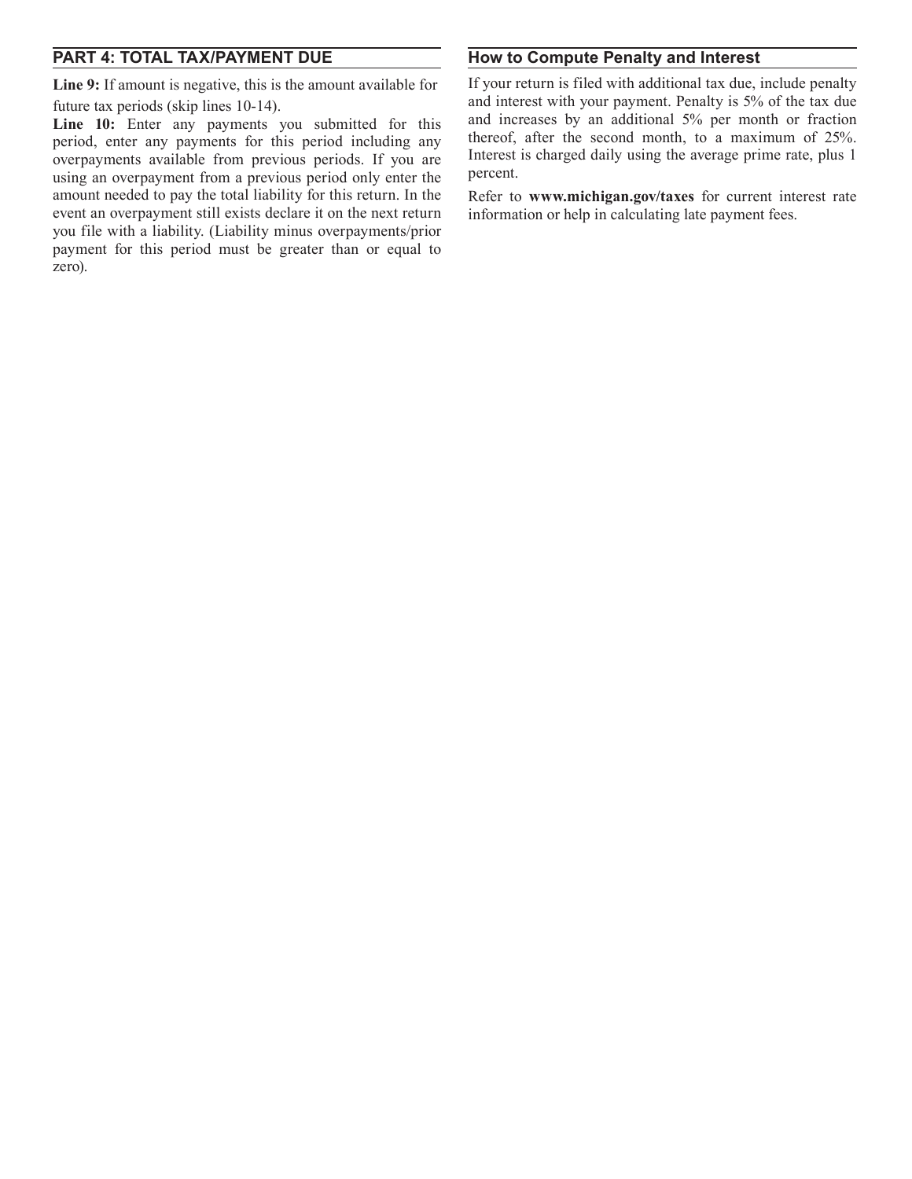## PART 4: TOTAL TAX/PAYMENT DUE

**Line 9:** If amount is negative, this is the amount available for future tax periods (skip lines 10-14).

**Line 10:** Enter any payments you submitted for this period, enter any payments for this period including any overpayments available from previous periods. If you are using an overpayment from a previous period only enter the amount needed to pay the total liability for this return. In the event an overpayment still exists declare it on the next return you file with a liability. (Liability minus overpayments/prior payment for this period must be greater than or equal to zero).

## How to Compute Penalty and Interest

If your return is filed with additional tax due, include penalty and interest with your payment. Penalty is 5% of the tax due and increases by an additional 5% per month or fraction thereof, after the second month, to a maximum of 25%. Interest is charged daily using the average prime rate, plus 1 percent.

Refer to **www.michigan.gov/taxes** for current interest rate information or help in calculating late payment fees.